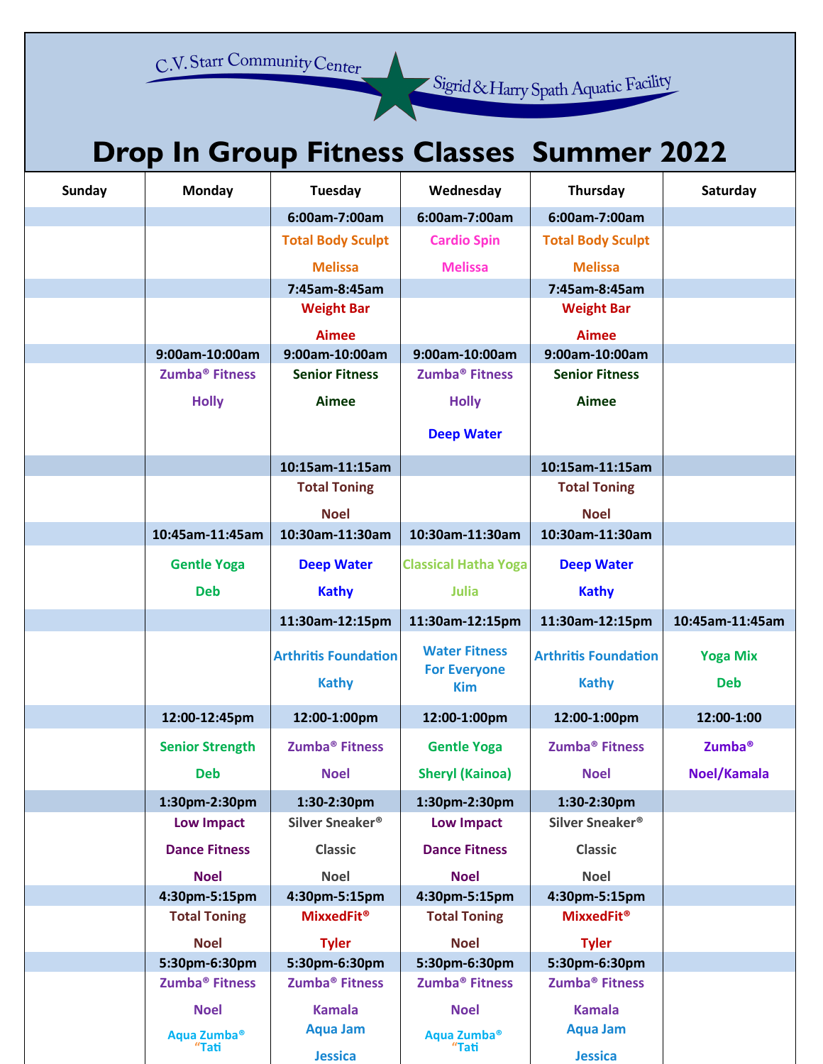C.V. Starr Community Center — Sigrid & Harry Spath Aquatic Facility

# Drop In Group Fitness Classes Summer 2022

| Sunday | Monday | Tuesday | Wednesday | Thursday | Saturday |
|---|---|---|---|---|---|
| | | 6:00am-7:00am | 6:00am-7:00am | 6:00am-7:00am | |
| | | Total Body Sculpt Melissa | Cardio Spin Melissa | Total Body Sculpt Melissa | |
| | | 7:45am-8:45am | | 7:45am-8:45am | |
| | | Weight Bar Aimee | | Weight Bar Aimee | |
| | 9:00am-10:00am | 9:00am-10:00am | 9:00am-10:00am | 9:00am-10:00am | |
| | Zumba® Fitness Holly | Senior Fitness Aimee | Zumba® Fitness Holly Deep Water | Senior Fitness Aimee | |
| | | 10:15am-11:15am | | 10:15am-11:15am | |
| | | Total Toning Noel | | Total Toning Noel | |
| | 10:45am-11:45am | 10:30am-11:30am | 10:30am-11:30am | 10:30am-11:30am | |
| | Gentle Yoga Deb | Deep Water Kathy | Classical Hatha Yoga Julia | Deep Water Kathy | |
| | | 11:30am-12:15pm | 11:30am-12:15pm | 11:30am-12:15pm | 10:45am-11:45am |
| | | Arthritis Foundation Kathy | Water Fitness For Everyone Kim | Arthritis Foundation Kathy | Yoga Mix Deb |
| | 12:00-12:45pm | 12:00-1:00pm | 12:00-1:00pm | 12:00-1:00pm | 12:00-1:00 |
| | Senior Strength Deb | Zumba® Fitness Noel | Gentle Yoga Sheryl (Kainoa) | Zumba® Fitness Noel | Zumba® Noel/Kamala |
| | 1:30pm-2:30pm | 1:30-2:30pm | 1:30pm-2:30pm | 1:30-2:30pm | |
| | Low Impact Dance Fitness Noel | Silver Sneaker® Classic Noel | Low Impact Dance Fitness Noel | Silver Sneaker® Classic Noel | |
| | 4:30pm-5:15pm | 4:30pm-5:15pm | 4:30pm-5:15pm | 4:30pm-5:15pm | |
| | Total Toning Noel | MixxedFit® Tyler | Total Toning Noel | MixxedFit® Tyler | |
| | 5:30pm-6:30pm | 5:30pm-6:30pm | 5:30pm-6:30pm | 5:30pm-6:30pm | |
| | Zumba® Fitness Noel Aqua Zumba® "Tati | Zumba® Fitness Kamala Aqua Jam Jessica | Zumba® Fitness Noel Aqua Zumba® "Tati | Zumba® Fitness Kamala Aqua Jam Jessica | |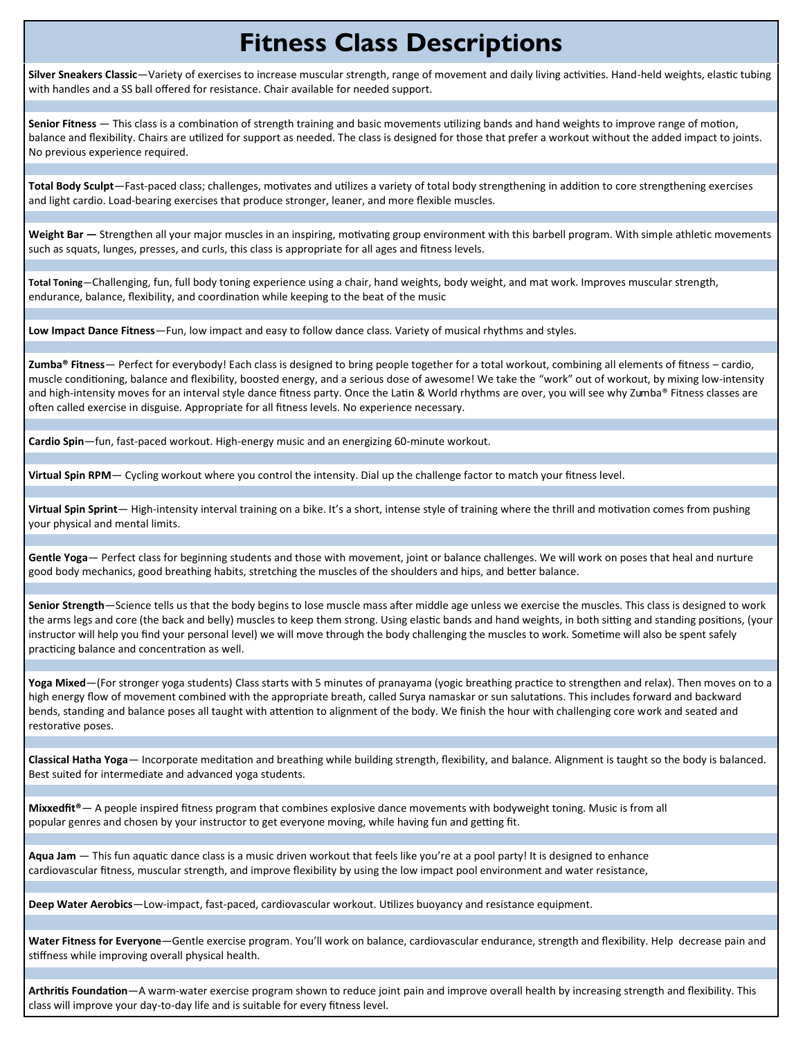# Fitness Class Descriptions

**Silver Sneakers Classic**—Variety of exercises to increase muscular strength, range of movement and daily living activities. Hand-held weights, elastic tubing with handles and a SS ball offered for resistance. Chair available for needed support.

**Senior Fitness** — This class is a combination of strength training and basic movements utilizing bands and hand weights to improve range of motion, balance and flexibility. Chairs are utilized for support as needed. The class is designed for those that prefer a workout without the added impact to joints. No previous experience required.

**Total Body Sculpt**—Fast-paced class; challenges, motivates and utilizes a variety of total body strengthening in addition to core strengthening exercises and light cardio. Load-bearing exercises that produce stronger, leaner, and more flexible muscles.

**Weight Bar —** Strengthen all your major muscles in an inspiring, motivating group environment with this barbell program. With simple athletic movements such as squats, lunges, presses, and curls, this class is appropriate for all ages and fitness levels.

**Total Toning**—Challenging, fun, full body toning experience using a chair, hand weights, body weight, and mat work. Improves muscular strength, endurance, balance, flexibility, and coordination while keeping to the beat of the music

**Low Impact Dance Fitness**—Fun, low impact and easy to follow dance class. Variety of musical rhythms and styles.

**Zumba® Fitness**— Perfect for everybody! Each class is designed to bring people together for a total workout, combining all elements of fitness – cardio, muscle conditioning, balance and flexibility, boosted energy, and a serious dose of awesome! We take the "work" out of workout, by mixing low-intensity and high-intensity moves for an interval style dance fitness party. Once the Latin & World rhythms are over, you will see why Zumba® Fitness classes are often called exercise in disguise. Appropriate for all fitness levels. No experience necessary.

**Cardio Spin**—fun, fast-paced workout. High-energy music and an energizing 60-minute workout.

**Virtual Spin RPM**— Cycling workout where you control the intensity. Dial up the challenge factor to match your fitness level.

**Virtual Spin Sprint**— High-intensity interval training on a bike. It's a short, intense style of training where the thrill and motivation comes from pushing your physical and mental limits.

**Gentle Yoga**— Perfect class for beginning students and those with movement, joint or balance challenges. We will work on poses that heal and nurture good body mechanics, good breathing habits, stretching the muscles of the shoulders and hips, and better balance.

**Senior Strength**—Science tells us that the body begins to lose muscle mass after middle age unless we exercise the muscles. This class is designed to work the arms legs and core (the back and belly) muscles to keep them strong. Using elastic bands and hand weights, in both sitting and standing positions, (your instructor will help you find your personal level) we will move through the body challenging the muscles to work. Sometime will also be spent safely practicing balance and concentration as well.

**Yoga Mixed**—(For stronger yoga students) Class starts with 5 minutes of pranayama (yogic breathing practice to strengthen and relax). Then moves on to a high energy flow of movement combined with the appropriate breath, called Surya namaskar or sun salutations. This includes forward and backward bends, standing and balance poses all taught with attention to alignment of the body. We finish the hour with challenging core work and seated and restorative poses.

**Classical Hatha Yoga**— Incorporate meditation and breathing while building strength, flexibility, and balance. Alignment is taught so the body is balanced. Best suited for intermediate and advanced yoga students.

**Mixxedfit®**— A people inspired fitness program that combines explosive dance movements with bodyweight toning. Music is from all popular genres and chosen by your instructor to get everyone moving, while having fun and getting fit.

**Aqua Jam** — This fun aquatic dance class is a music driven workout that feels like you're at a pool party! It is designed to enhance cardiovascular fitness, muscular strength, and improve flexibility by using the low impact pool environment and water resistance,

**Deep Water Aerobics**—Low-impact, fast-paced, cardiovascular workout. Utilizes buoyancy and resistance equipment.

**Water Fitness for Everyone**—Gentle exercise program. You'll work on balance, cardiovascular endurance, strength and flexibility. Help decrease pain and stiffness while improving overall physical health.

**Arthritis Foundation**—A warm-water exercise program shown to reduce joint pain and improve overall health by increasing strength and flexibility. This class will improve your day-to-day life and is suitable for every fitness level.